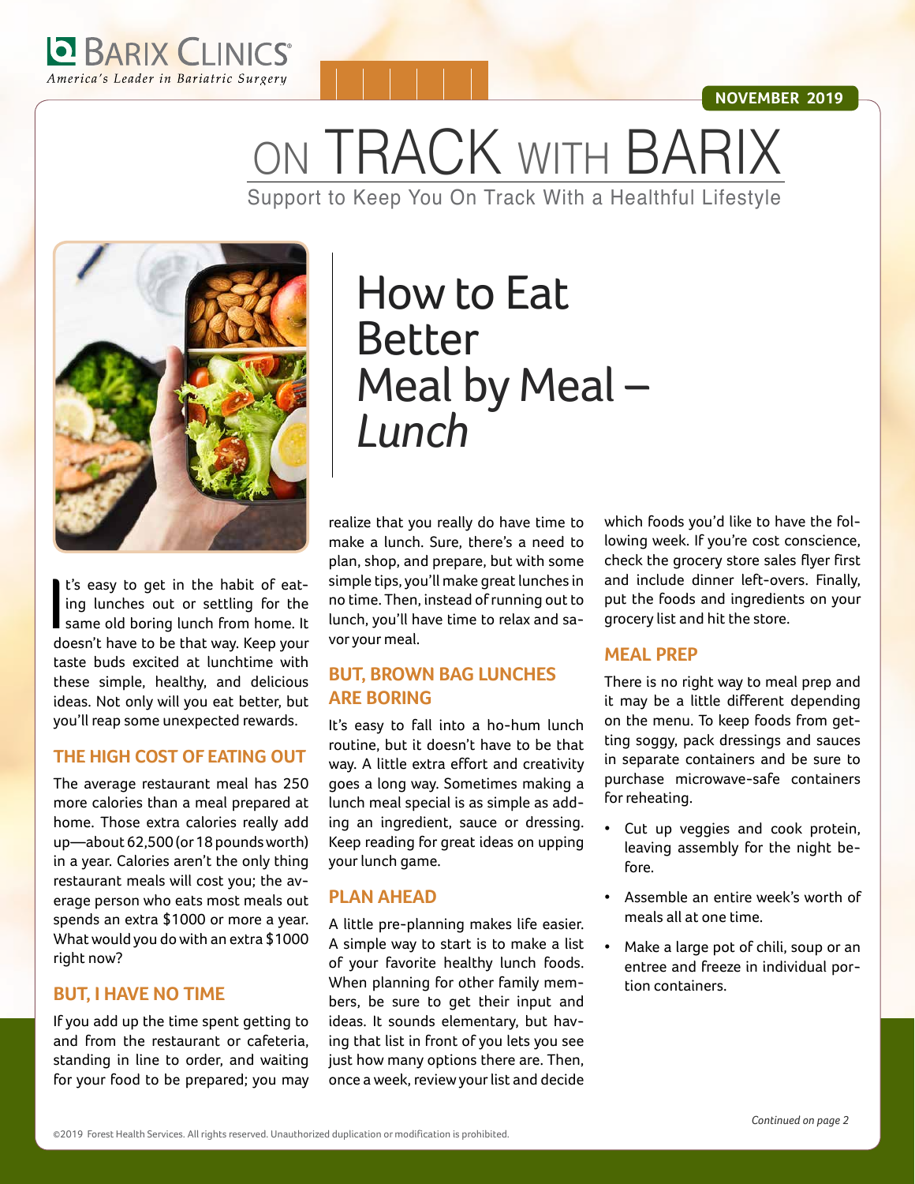BARIX CLINICS®
*America's Leader in Bariatric Surgery*

NOVEMBER 2019

# ON TRACK WITH BARIX

Support to Keep You On Track With a Healthful Lifestyle

## How to Eat Better Meal by Meal – *Lunch*

It's easy to get in the habit of eating lunches out or settling for the same old boring lunch from home. It doesn't have to be that way. Keep your taste buds excited at lunchtime with these simple, healthy, and delicious ideas. Not only will you eat better, but you'll reap some unexpected rewards.

### THE HIGH COST OF EATING OUT

The average restaurant meal has 250 more calories than a meal prepared at home. Those extra calories really add up—about 62,500 (or 18 pounds worth) in a year. Calories aren't the only thing restaurant meals will cost you; the average person who eats most meals out spends an extra $1000 or more a year. What would you do with an extra $1000 right now?

### BUT, I HAVE NO TIME

If you add up the time spent getting to and from the restaurant or cafeteria, standing in line to order, and waiting for your food to be prepared; you may realize that you really do have time to make a lunch. Sure, there's a need to plan, shop, and prepare, but with some simple tips, you'll make great lunches in no time. Then, instead of running out to lunch, you'll have time to relax and savor your meal.

### BUT, BROWN BAG LUNCHES ARE BORING

It's easy to fall into a ho-hum lunch routine, but it doesn't have to be that way. A little extra effort and creativity goes a long way. Sometimes making a lunch meal special is as simple as adding an ingredient, sauce or dressing. Keep reading for great ideas on upping your lunch game.

### PLAN AHEAD

A little pre-planning makes life easier. A simple way to start is to make a list of your favorite healthy lunch foods. When planning for other family members, be sure to get their input and ideas. It sounds elementary, but having that list in front of you lets you see just how many options there are. Then, once a week, review your list and decide which foods you'd like to have the following week. If you're cost conscience, check the grocery store sales flyer first and include dinner left-overs. Finally, put the foods and ingredients on your grocery list and hit the store.

### MEAL PREP

There is no right way to meal prep and it may be a little different depending on the menu. To keep foods from getting soggy, pack dressings and sauces in separate containers and be sure to purchase microwave-safe containers for reheating.

- Cut up veggies and cook protein, leaving assembly for the night before.
- Assemble an entire week's worth of meals all at one time.
- Make a large pot of chili, soup or an entree and freeze in individual portion containers.

*Continued on page 2*

©2019 Forest Health Services. All rights reserved. Unauthorized duplication or modification is prohibited.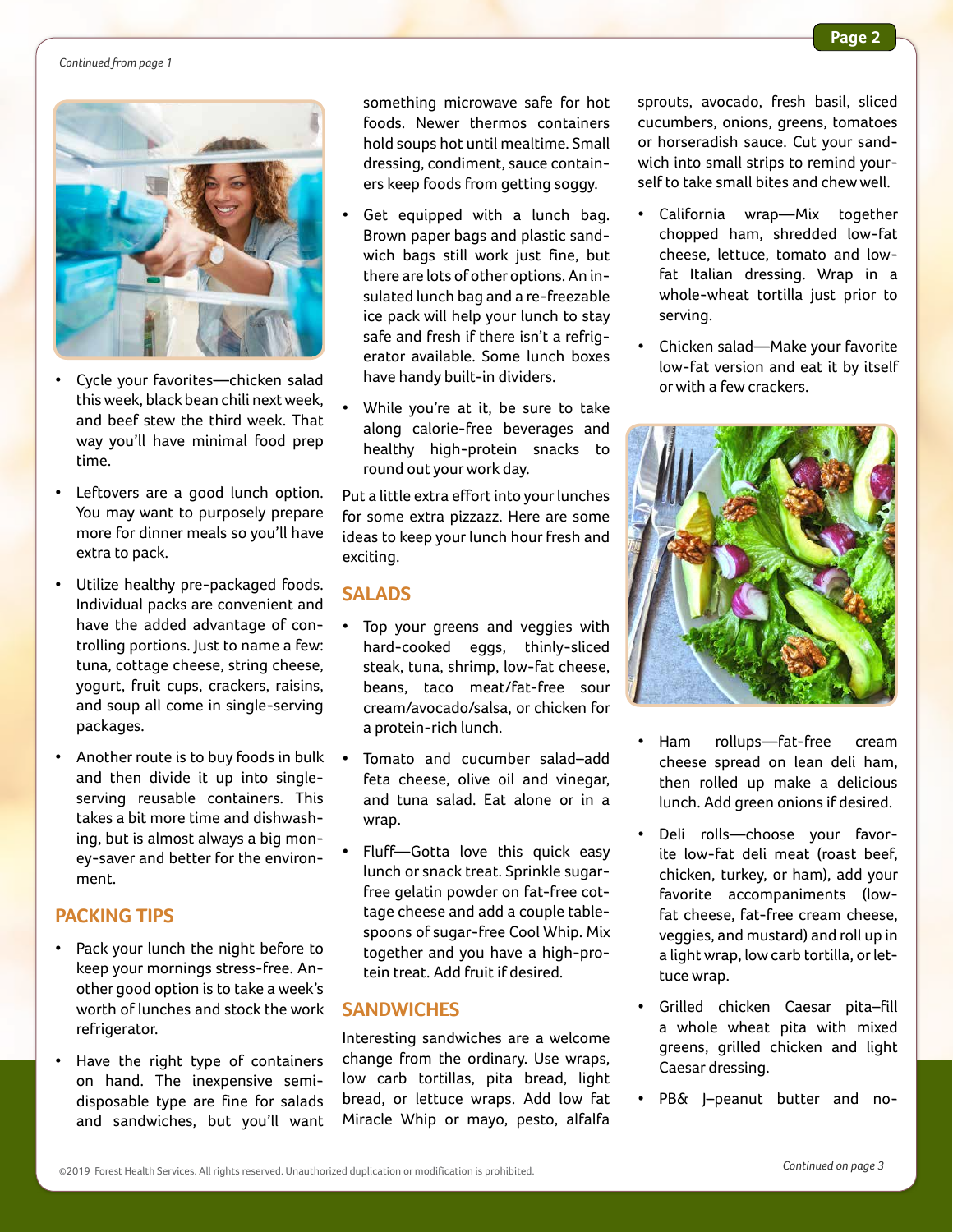*Continued from page 1*

- Cycle your favorites—chicken salad this week, black bean chili next week, and beef stew the third week. That way you'll have minimal food prep time.
- Leftovers are a good lunch option. You may want to purposely prepare more for dinner meals so you'll have extra to pack.
- Utilize healthy pre-packaged foods. Individual packs are convenient and have the added advantage of controlling portions. Just to name a few: tuna, cottage cheese, string cheese, yogurt, fruit cups, crackers, raisins, and soup all come in single-serving packages.
- Another route is to buy foods in bulk and then divide it up into single-serving reusable containers. This takes a bit more time and dishwashing, but is almost always a big money-saver and better for the environment.

## PACKING TIPS

- Pack your lunch the night before to keep your mornings stress-free. Another good option is to take a week's worth of lunches and stock the work refrigerator.
- Have the right type of containers on hand. The inexpensive semi-disposable type are fine for salads and sandwiches, but you'll want something microwave safe for hot foods. Newer thermos containers hold soups hot until mealtime. Small dressing, condiment, sauce containers keep foods from getting soggy.
- Get equipped with a lunch bag. Brown paper bags and plastic sandwich bags still work just fine, but there are lots of other options. An insulated lunch bag and a re-freezable ice pack will help your lunch to stay safe and fresh if there isn't a refrigerator available. Some lunch boxes have handy built-in dividers.
- While you're at it, be sure to take along calorie-free beverages and healthy high-protein snacks to round out your work day.

Put a little extra effort into your lunches for some extra pizzazz. Here are some ideas to keep your lunch hour fresh and exciting.

## SALADS

- Top your greens and veggies with hard-cooked eggs, thinly-sliced steak, tuna, shrimp, low-fat cheese, beans, taco meat/fat-free sour cream/avocado/salsa, or chicken for a protein-rich lunch.
- Tomato and cucumber salad–add feta cheese, olive oil and vinegar, and tuna salad. Eat alone or in a wrap.
- Fluff—Gotta love this quick easy lunch or snack treat. Sprinkle sugar-free gelatin powder on fat-free cottage cheese and add a couple tablespoons of sugar-free Cool Whip. Mix together and you have a high-protein treat. Add fruit if desired.

## SANDWICHES

Interesting sandwiches are a welcome change from the ordinary. Use wraps, low carb tortillas, pita bread, light bread, or lettuce wraps. Add low fat Miracle Whip or mayo, pesto, alfalfa sprouts, avocado, fresh basil, sliced cucumbers, onions, greens, tomatoes or horseradish sauce. Cut your sandwich into small strips to remind yourself to take small bites and chew well.

- California wrap—Mix together chopped ham, shredded low-fat cheese, lettuce, tomato and low-fat Italian dressing. Wrap in a whole-wheat tortilla just prior to serving.
- Chicken salad—Make your favorite low-fat version and eat it by itself or with a few crackers.
- Ham rollups—fat-free cream cheese spread on lean deli ham, then rolled up make a delicious lunch. Add green onions if desired.
- Deli rolls—choose your favorite low-fat deli meat (roast beef, chicken, turkey, or ham), add your favorite accompaniments (low-fat cheese, fat-free cream cheese, veggies, and mustard) and roll up in a light wrap, low carb tortilla, or lettuce wrap.
- Grilled chicken Caesar pita–fill a whole wheat pita with mixed greens, grilled chicken and light Caesar dressing.
- PB& J–peanut butter and no-

*Continued on page 3*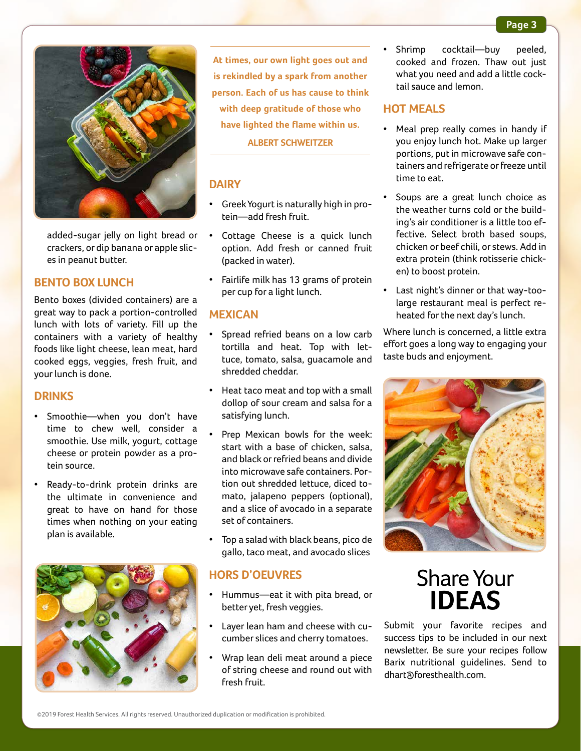added-sugar jelly on light bread or crackers, or dip banana or apple slices in peanut butter.

## BENTO BOX LUNCH

Bento boxes (divided containers) are a great way to pack a portion-controlled lunch with lots of variety. Fill up the containers with a variety of healthy foods like light cheese, lean meat, hard cooked eggs, veggies, fresh fruit, and your lunch is done.

## DRINKS

- Smoothie—when you don't have time to chew well, consider a smoothie. Use milk, yogurt, cottage cheese or protein powder as a protein source.
- Ready-to-drink protein drinks are the ultimate in convenience and great to have on hand for those times when nothing on your eating plan is available.

**At times, our own light goes out and is rekindled by a spark from another person. Each of us has cause to think with deep gratitude of those who have lighted the flame within us.**

**ALBERT SCHWEITZER**

## DAIRY

- Greek Yogurt is naturally high in protein—add fresh fruit.
- Cottage Cheese is a quick lunch option. Add fresh or canned fruit (packed in water).
- Fairlife milk has 13 grams of protein per cup for a light lunch.

## MEXICAN

- Spread refried beans on a low carb tortilla and heat. Top with lettuce, tomato, salsa, guacamole and shredded cheddar.
- Heat taco meat and top with a small dollop of sour cream and salsa for a satisfying lunch.
- Prep Mexican bowls for the week: start with a base of chicken, salsa, and black or refried beans and divide into microwave safe containers. Portion out shredded lettuce, diced tomato, jalapeno peppers (optional), and a slice of avocado in a separate set of containers.
- Top a salad with black beans, pico de gallo, taco meat, and avocado slices

## HORS D'OEUVRES

- Hummus—eat it with pita bread, or better yet, fresh veggies.
- Layer lean ham and cheese with cucumber slices and cherry tomatoes.
- Wrap lean deli meat around a piece of string cheese and round out with fresh fruit.
- Shrimp cocktail—buy peeled, cooked and frozen. Thaw out just what you need and add a little cocktail sauce and lemon.

## HOT MEALS

- Meal prep really comes in handy if you enjoy lunch hot. Make up larger portions, put in microwave safe containers and refrigerate or freeze until time to eat.
- Soups are a great lunch choice as the weather turns cold or the building's air conditioner is a little too effective. Select broth based soups, chicken or beef chili, or stews. Add in extra protein (think rotisserie chicken) to boost protein.
- Last night's dinner or that way-too-large restaurant meal is perfect reheated for the next day's lunch.

Where lunch is concerned, a little extra effort goes a long way to engaging your taste buds and enjoyment.

# Share Your **IDEAS**

Submit your favorite recipes and success tips to be included in our next newsletter. Be sure your recipes follow Barix nutritional guidelines. Send to dhart@foresthealth.com.

©2019 Forest Health Services. All rights reserved. Unauthorized duplication or modification is prohibited.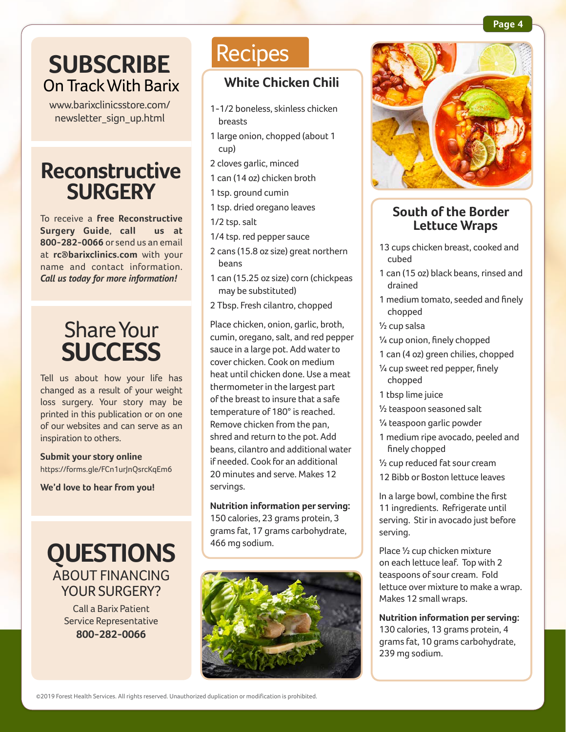# SUBSCRIBE
On Track With Barix

www.barixclinicsstore.com/newsletter_sign_up.html

# Reconstructive SURGERY

To receive a **free Reconstructive Surgery Guide**, call us at **800-282-0066** or send us an email at **rc@barixclinics.com** with your name and contact information. ***Call us today for more information!***

# Share Your SUCCESS

Tell us about how your life has changed as a result of your weight loss surgery. Your story may be printed in this publication or on one of our websites and can serve as an inspiration to others.

**Submit your story online**
https://forms.gle/FCn1urJnQsrcKqEm6

**We'd love to hear from you!**

# QUESTIONS
ABOUT FINANCING YOUR SURGERY?

Call a Barix Patient Service Representative
**800-282-0066**

# Recipes

## White Chicken Chili

- 1-1/2 boneless, skinless chicken breasts
- 1 large onion, chopped (about 1 cup)
- 2 cloves garlic, minced
- 1 can (14 oz) chicken broth
- 1 tsp. ground cumin
- 1 tsp. dried oregano leaves
- 1/2 tsp. salt
- 1/4 tsp. red pepper sauce
- 2 cans (15.8 oz size) great northern beans
- 1 can (15.25 oz size) corn (chickpeas may be substituted)
- 2 Tbsp. Fresh cilantro, chopped

Place chicken, onion, garlic, broth, cumin, oregano, salt, and red pepper sauce in a large pot. Add water to cover chicken. Cook on medium heat until chicken done. Use a meat thermometer in the largest part of the breast to insure that a safe temperature of 180° is reached. Remove chicken from the pan, shred and return to the pot. Add beans, cilantro and additional water if needed. Cook for an additional 20 minutes and serve. Makes 12 servings.

**Nutrition information per serving:** 150 calories, 23 grams protein, 3 grams fat, 17 grams carbohydrate, 466 mg sodium.

## South of the Border Lettuce Wraps

- 13 cups chicken breast, cooked and cubed
- 1 can (15 oz) black beans, rinsed and drained
- 1 medium tomato, seeded and finely chopped
- ½ cup salsa
- ¼ cup onion, finely chopped
- 1 can (4 oz) green chilies, chopped
- ¼ cup sweet red pepper, finely chopped
- 1 tbsp lime juice
- ½ teaspoon seasoned salt
- ¼ teaspoon garlic powder
- 1 medium ripe avocado, peeled and finely chopped
- ½ cup reduced fat sour cream
- 12 Bibb or Boston lettuce leaves

In a large bowl, combine the first 11 ingredients. Refrigerate until serving. Stir in avocado just before serving.

Place ½ cup chicken mixture on each lettuce leaf. Top with 2 teaspoons of sour cream. Fold lettuce over mixture to make a wrap. Makes 12 small wraps.

**Nutrition information per serving:** 130 calories, 13 grams protein, 4 grams fat, 10 grams carbohydrate, 239 mg sodium.

©2019 Forest Health Services. All rights reserved. Unauthorized duplication or modification is prohibited.